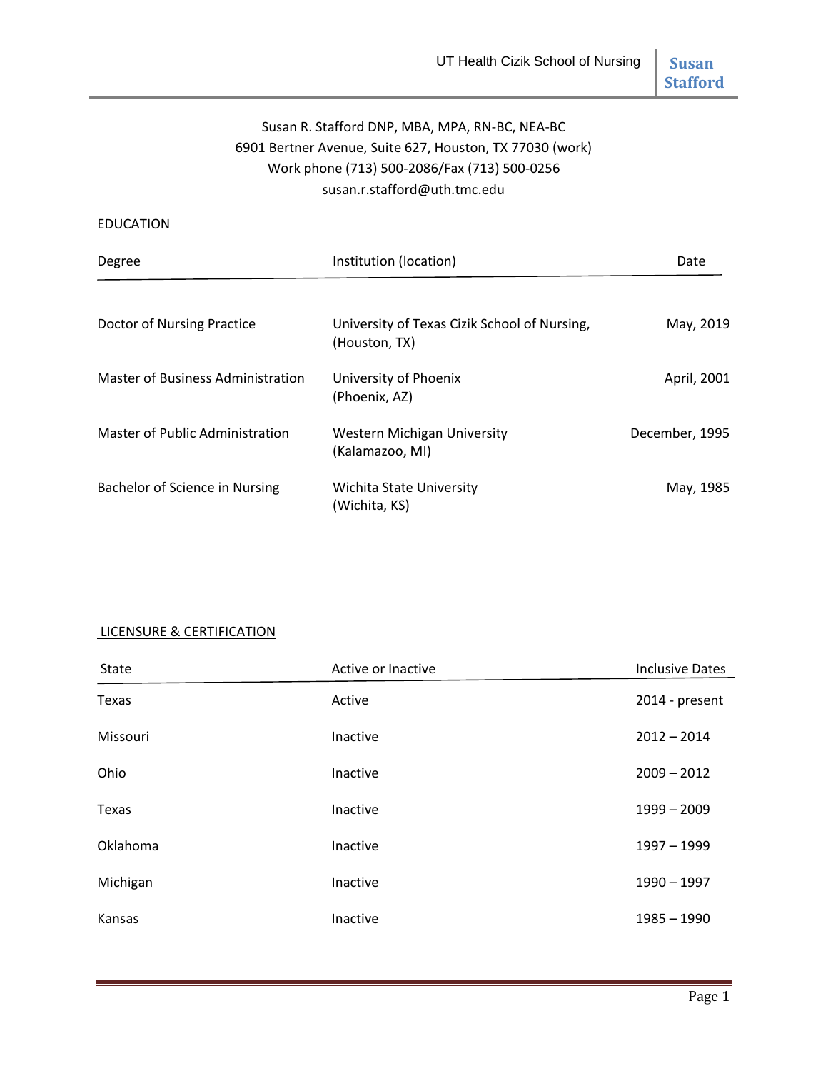Susan R. Stafford DNP, MBA, MPA, RN-BC, NEA-BC
6901 Bertner Avenue, Suite 627, Houston, TX 77030 (work)
Work phone (713) 500-2086/Fax (713) 500-0256
susan.r.stafford@uth.tmc.edu

## EDUCATION

| Degree | Institution (location) | Date |
|---|---|---|
| Doctor of Nursing Practice | University of Texas Cizik School of Nursing, (Houston, TX) | May, 2019 |
| Master of Business Administration | University of Phoenix (Phoenix, AZ) | April, 2001 |
| Master of Public Administration | Western Michigan University (Kalamazoo, MI) | December, 1995 |
| Bachelor of Science in Nursing | Wichita State University (Wichita, KS) | May, 1985 |

## LICENSURE & CERTIFICATION

| State | Active or Inactive | Inclusive Dates |
|---|---|---|
| Texas | Active | 2014 - present |
| Missouri | Inactive | 2012 – 2014 |
| Ohio | Inactive | 2009 – 2012 |
| Texas | Inactive | 1999 – 2009 |
| Oklahoma | Inactive | 1997 – 1999 |
| Michigan | Inactive | 1990 – 1997 |
| Kansas | Inactive | 1985 – 1990 |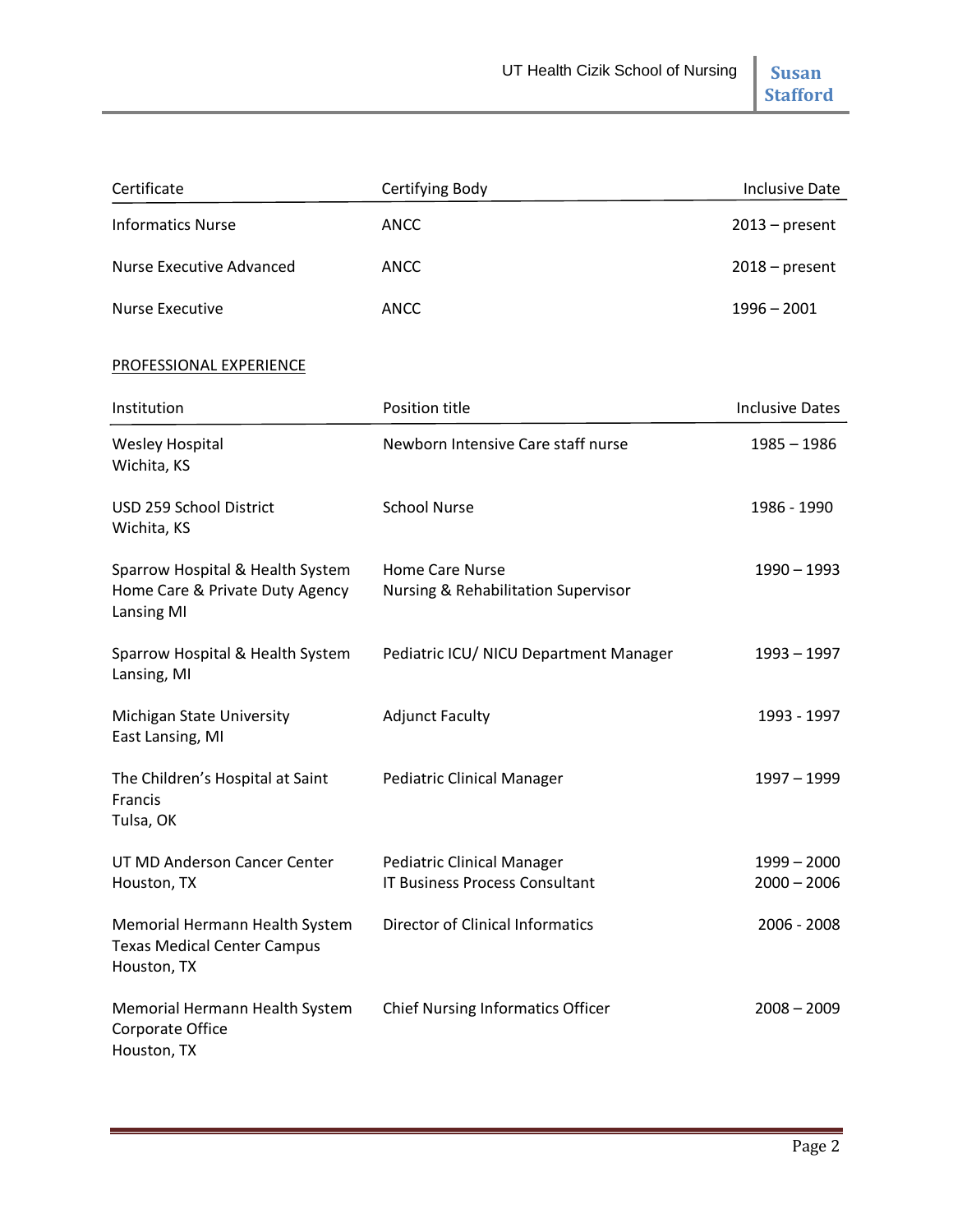| Certificate | Certifying Body | Inclusive Date |
|---|---|---|
| Informatics Nurse | ANCC | 2013 – present |
| Nurse Executive Advanced | ANCC | 2018 – present |
| Nurse Executive | ANCC | 1996 – 2001 |

## PROFESSIONAL EXPERIENCE

| Institution | Position title | Inclusive Dates |
|---|---|---|
| Wesley Hospital<br>Wichita, KS | Newborn Intensive Care staff nurse | 1985 – 1986 |
| USD 259 School District<br>Wichita, KS | School Nurse | 1986 - 1990 |
| Sparrow Hospital & Health System<br>Home Care & Private Duty Agency<br>Lansing MI | Home Care Nurse<br>Nursing & Rehabilitation Supervisor | 1990 – 1993 |
| Sparrow Hospital & Health System<br>Lansing, MI | Pediatric ICU/ NICU Department Manager | 1993 – 1997 |
| Michigan State University<br>East Lansing, MI | Adjunct Faculty | 1993 - 1997 |
| The Children's Hospital at Saint Francis<br>Tulsa, OK | Pediatric Clinical Manager | 1997 – 1999 |
| UT MD Anderson Cancer Center<br>Houston, TX | Pediatric Clinical Manager<br>IT Business Process Consultant | 1999 – 2000<br>2000 – 2006 |
| Memorial Hermann Health System<br>Texas Medical Center Campus<br>Houston, TX | Director of Clinical Informatics | 2006 - 2008 |
| Memorial Hermann Health System<br>Corporate Office<br>Houston, TX | Chief Nursing Informatics Officer | 2008 – 2009 |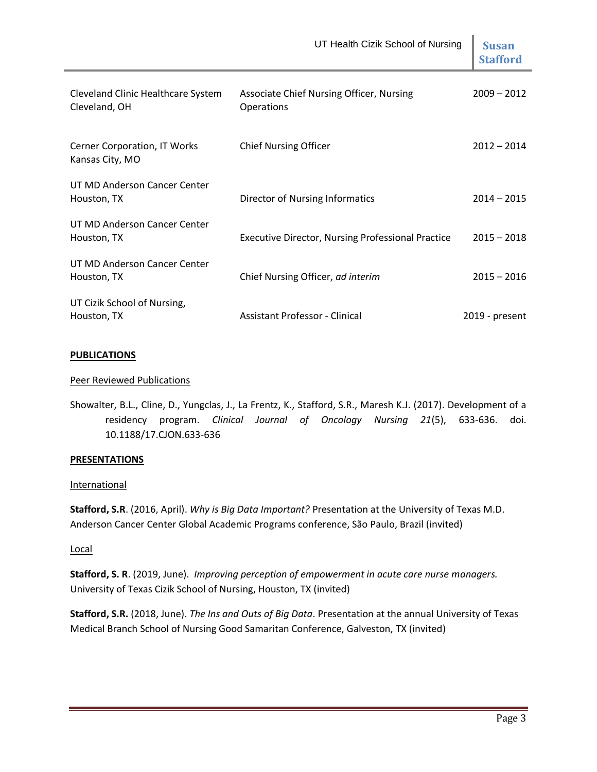| | | |
|---|---|---|
| Cleveland Clinic Healthcare System<br>Cleveland, OH | Associate Chief Nursing Officer, Nursing Operations | 2009 – 2012 |
| Cerner Corporation, IT Works<br>Kansas City, MO | Chief Nursing Officer | 2012 – 2014 |
| UT MD Anderson Cancer Center<br>Houston, TX | Director of Nursing Informatics | 2014 – 2015 |
| UT MD Anderson Cancer Center<br>Houston, TX | Executive Director, Nursing Professional Practice | 2015 – 2018 |
| UT MD Anderson Cancer Center<br>Houston, TX | Chief Nursing Officer, *ad interim* | 2015 – 2016 |
| UT Cizik School of Nursing,<br>Houston, TX | Assistant Professor - Clinical | 2019 - present |

## PUBLICATIONS

### Peer Reviewed Publications

Showalter, B.L., Cline, D., Yungclas, J., La Frentz, K., Stafford, S.R., Maresh K.J. (2017). Development of a residency program. *Clinical Journal of Oncology Nursing 21*(5), 633-636. doi. 10.1188/17.CJON.633-636

## PRESENTATIONS

### International

**Stafford, S.R**. (2016, April). *Why is Big Data Important?* Presentation at the University of Texas M.D. Anderson Cancer Center Global Academic Programs conference, São Paulo, Brazil (invited)

### Local

**Stafford, S. R**. (2019, June). *Improving perception of empowerment in acute care nurse managers.* University of Texas Cizik School of Nursing, Houston, TX (invited)

**Stafford, S.R.** (2018, June). *The Ins and Outs of Big Data*. Presentation at the annual University of Texas Medical Branch School of Nursing Good Samaritan Conference, Galveston, TX (invited)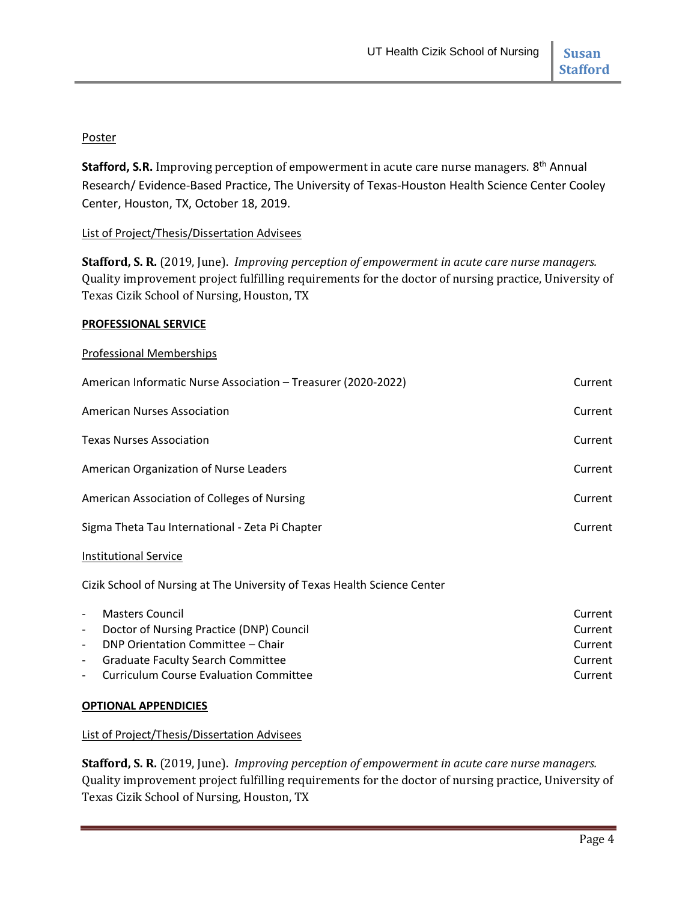Poster

**Stafford, S.R.** Improving perception of empowerment in acute care nurse managers. 8th Annual Research/ Evidence-Based Practice, The University of Texas-Houston Health Science Center Cooley Center, Houston, TX, October 18, 2019.

List of Project/Thesis/Dissertation Advisees

**Stafford, S. R.** (2019, June). *Improving perception of empowerment in acute care nurse managers.* Quality improvement project fulfilling requirements for the doctor of nursing practice, University of Texas Cizik School of Nursing, Houston, TX

**PROFESSIONAL SERVICE**

Professional Memberships

| | |
|---|---|
| American Informatic Nurse Association – Treasurer (2020-2022) | Current |
| American Nurses Association | Current |
| Texas Nurses Association | Current |
| American Organization of Nurse Leaders | Current |
| American Association of Colleges of Nursing | Current |
| Sigma Theta Tau International - Zeta Pi Chapter | Current |

Institutional Service

Cizik School of Nursing at The University of Texas Health Science Center

| | |
|---|---|
| - Masters Council | Current |
| - Doctor of Nursing Practice (DNP) Council | Current |
| - DNP Orientation Committee – Chair | Current |
| - Graduate Faculty Search Committee | Current |
| - Curriculum Course Evaluation Committee | Current |

**OPTIONAL APPENDICIES**

List of Project/Thesis/Dissertation Advisees

**Stafford, S. R.** (2019, June). *Improving perception of empowerment in acute care nurse managers.* Quality improvement project fulfilling requirements for the doctor of nursing practice, University of Texas Cizik School of Nursing, Houston, TX